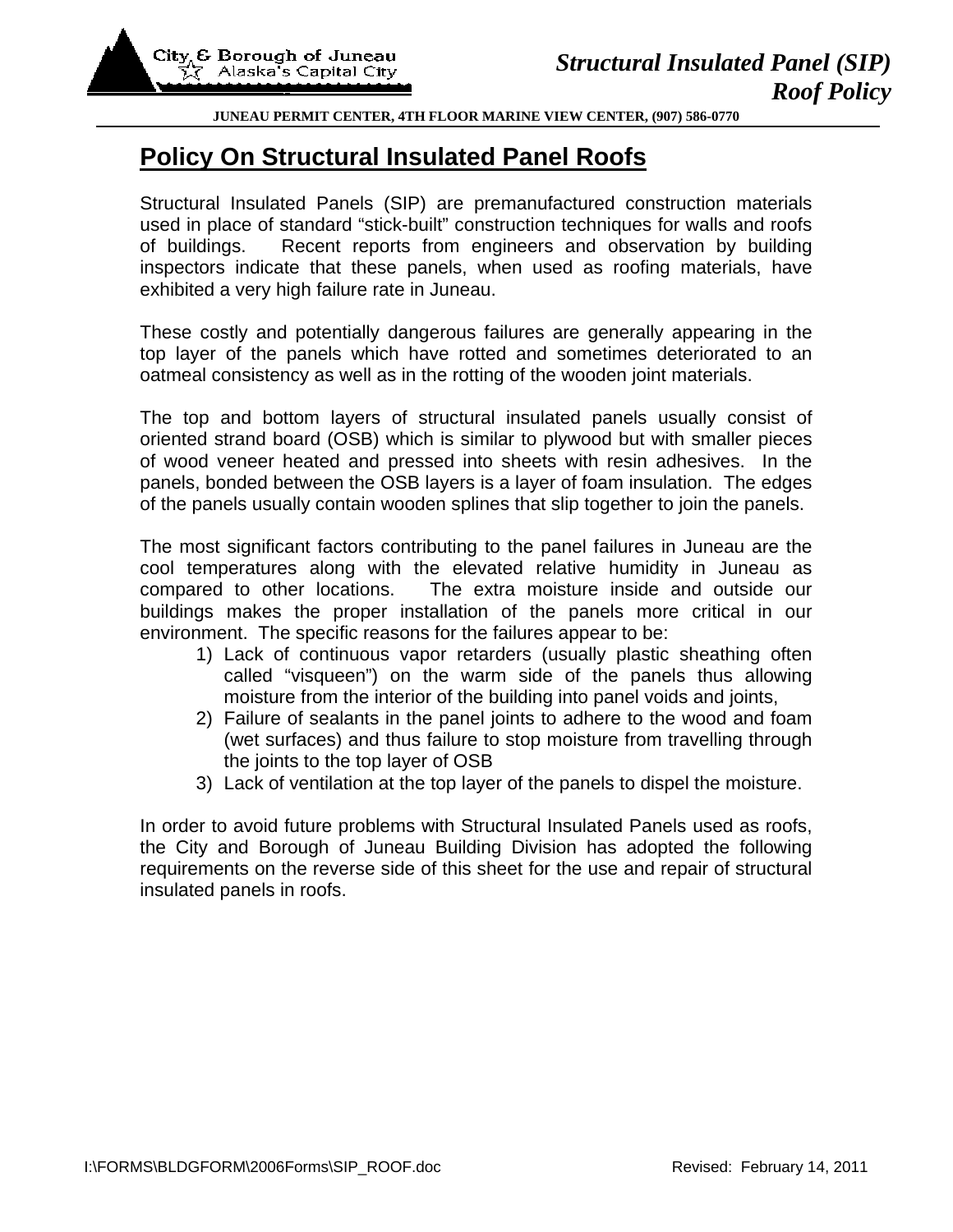# Structural Insulated Panel (SIP) Roof Policy

**JUNEAU PERMIT CENTER, 4TH FLOOR MARINE VIEW CENTER, (907) 586-0770**

## Policy On Structural Insulated Panel Roofs

Structural Insulated Panels (SIP) are premanufactured construction materials used in place of standard "stick-built" construction techniques for walls and roofs of buildings. Recent reports from engineers and observation by building inspectors indicate that these panels, when used as roofing materials, have exhibited a very high failure rate in Juneau.

These costly and potentially dangerous failures are generally appearing in the top layer of the panels which have rotted and sometimes deteriorated to an oatmeal consistency as well as in the rotting of the wooden joint materials.

The top and bottom layers of structural insulated panels usually consist of oriented strand board (OSB) which is similar to plywood but with smaller pieces of wood veneer heated and pressed into sheets with resin adhesives. In the panels, bonded between the OSB layers is a layer of foam insulation. The edges of the panels usually contain wooden splines that slip together to join the panels.

The most significant factors contributing to the panel failures in Juneau are the cool temperatures along with the elevated relative humidity in Juneau as compared to other locations. The extra moisture inside and outside our buildings makes the proper installation of the panels more critical in our environment. The specific reasons for the failures appear to be:

1) Lack of continuous vapor retarders (usually plastic sheathing often called "visqueen") on the warm side of the panels thus allowing moisture from the interior of the building into panel voids and joints,
2) Failure of sealants in the panel joints to adhere to the wood and foam (wet surfaces) and thus failure to stop moisture from travelling through the joints to the top layer of OSB
3) Lack of ventilation at the top layer of the panels to dispel the moisture.

In order to avoid future problems with Structural Insulated Panels used as roofs, the City and Borough of Juneau Building Division has adopted the following requirements on the reverse side of this sheet for the use and repair of structural insulated panels in roofs.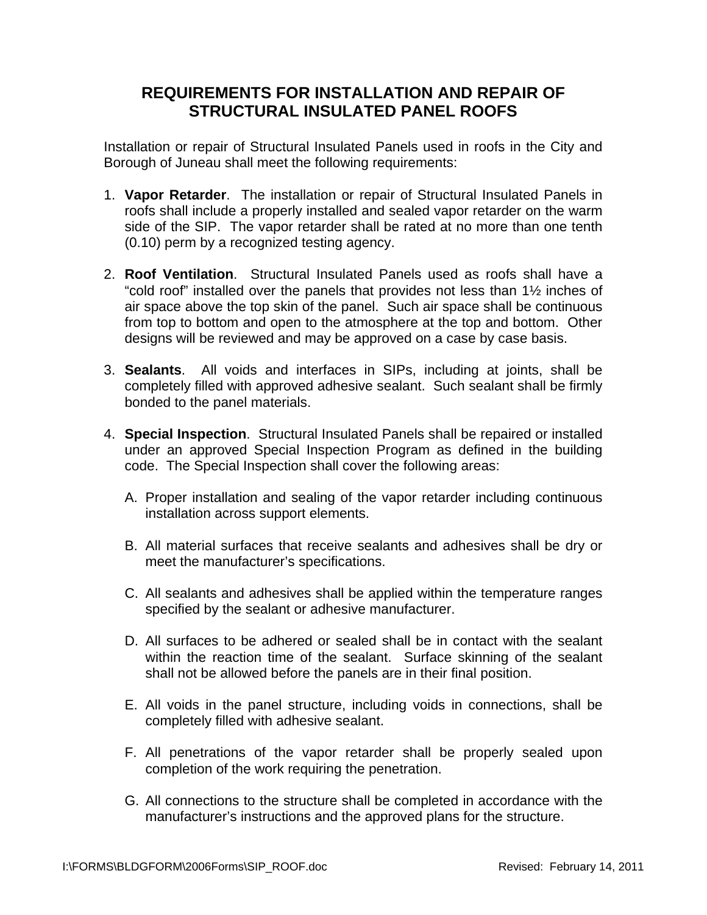# REQUIREMENTS FOR INSTALLATION AND REPAIR OF STRUCTURAL INSULATED PANEL ROOFS

Installation or repair of Structural Insulated Panels used in roofs in the City and Borough of Juneau shall meet the following requirements:

1. **Vapor Retarder**. The installation or repair of Structural Insulated Panels in roofs shall include a properly installed and sealed vapor retarder on the warm side of the SIP. The vapor retarder shall be rated at no more than one tenth (0.10) perm by a recognized testing agency.

2. **Roof Ventilation**. Structural Insulated Panels used as roofs shall have a "cold roof" installed over the panels that provides not less than 1½ inches of air space above the top skin of the panel. Such air space shall be continuous from top to bottom and open to the atmosphere at the top and bottom. Other designs will be reviewed and may be approved on a case by case basis.

3. **Sealants**. All voids and interfaces in SIPs, including at joints, shall be completely filled with approved adhesive sealant. Such sealant shall be firmly bonded to the panel materials.

4. **Special Inspection**. Structural Insulated Panels shall be repaired or installed under an approved Special Inspection Program as defined in the building code. The Special Inspection shall cover the following areas:

   A. Proper installation and sealing of the vapor retarder including continuous installation across support elements.

   B. All material surfaces that receive sealants and adhesives shall be dry or meet the manufacturer's specifications.

   C. All sealants and adhesives shall be applied within the temperature ranges specified by the sealant or adhesive manufacturer.

   D. All surfaces to be adhered or sealed shall be in contact with the sealant within the reaction time of the sealant. Surface skinning of the sealant shall not be allowed before the panels are in their final position.

   E. All voids in the panel structure, including voids in connections, shall be completely filled with adhesive sealant.

   F. All penetrations of the vapor retarder shall be properly sealed upon completion of the work requiring the penetration.

   G. All connections to the structure shall be completed in accordance with the manufacturer's instructions and the approved plans for the structure.

I:\FORMS\BLDGFORM\2006Forms\SIP_ROOF.doc Revised: February 14, 2011